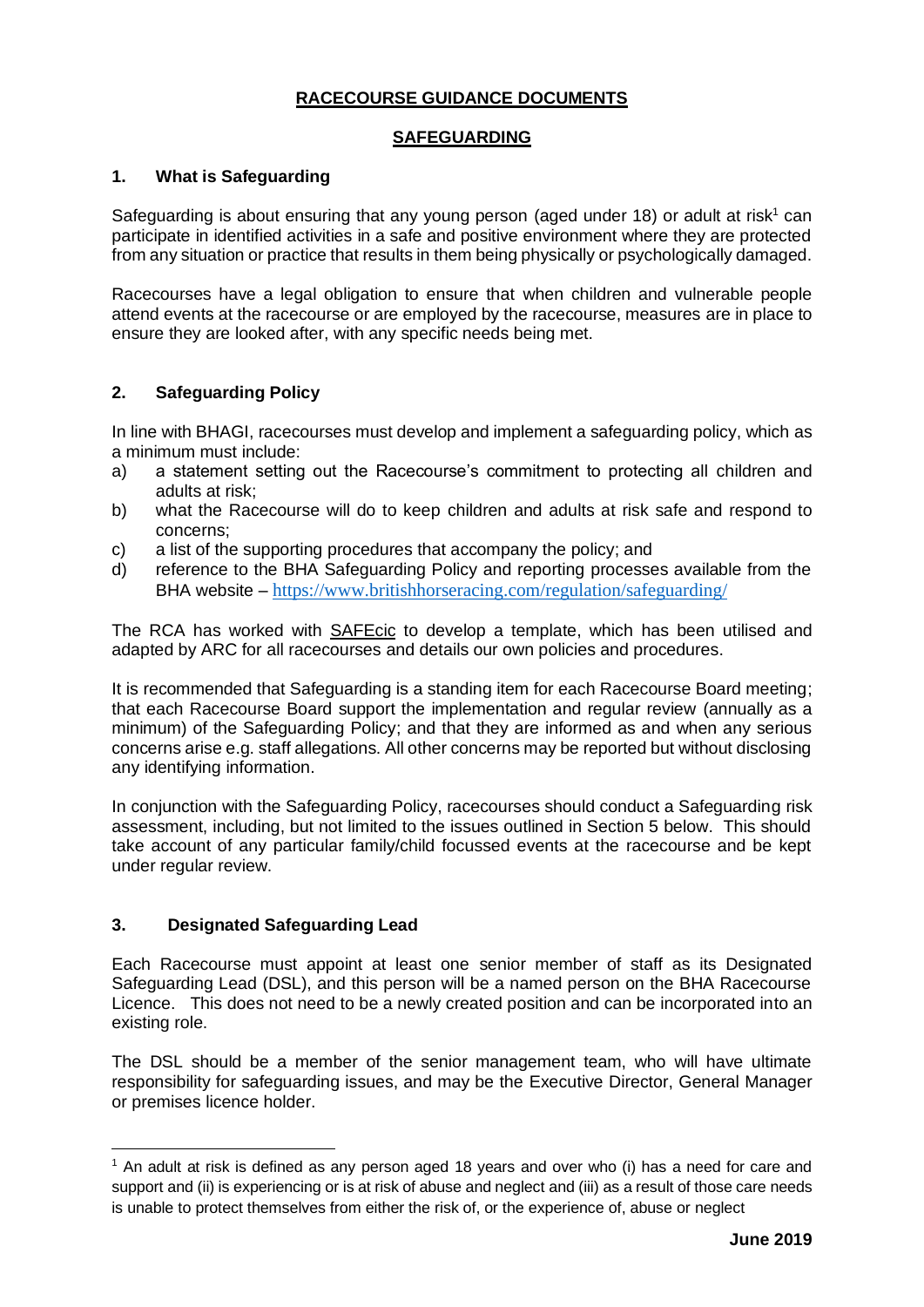# RACECOURSE GUIDANCE DOCUMENTS

## SAFEGUARDING

### 1. What is Safeguarding

Safeguarding is about ensuring that any young person (aged under 18) or adult at risk[1] can participate in identified activities in a safe and positive environment where they are protected from any situation or practice that results in them being physically or psychologically damaged.

Racecourses have a legal obligation to ensure that when children and vulnerable people attend events at the racecourse or are employed by the racecourse, measures are in place to ensure they are looked after, with any specific needs being met.

### 2. Safeguarding Policy

In line with BHAGI, racecourses must develop and implement a safeguarding policy, which as a minimum must include:

a) a statement setting out the Racecourse's commitment to protecting all children and adults at risk;
b) what the Racecourse will do to keep children and adults at risk safe and respond to concerns;
c) a list of the supporting procedures that accompany the policy; and
d) reference to the BHA Safeguarding Policy and reporting processes available from the BHA website – https://www.britishhorseracing.com/regulation/safeguarding/

The RCA has worked with SAFEcic to develop a template, which has been utilised and adapted by ARC for all racecourses and details our own policies and procedures.

It is recommended that Safeguarding is a standing item for each Racecourse Board meeting; that each Racecourse Board support the implementation and regular review (annually as a minimum) of the Safeguarding Policy; and that they are informed as and when any serious concerns arise e.g. staff allegations. All other concerns may be reported but without disclosing any identifying information.

In conjunction with the Safeguarding Policy, racecourses should conduct a Safeguarding risk assessment, including, but not limited to the issues outlined in Section 5 below. This should take account of any particular family/child focussed events at the racecourse and be kept under regular review.

### 3. Designated Safeguarding Lead

Each Racecourse must appoint at least one senior member of staff as its Designated Safeguarding Lead (DSL), and this person will be a named person on the BHA Racecourse Licence. This does not need to be a newly created position and can be incorporated into an existing role.

The DSL should be a member of the senior management team, who will have ultimate responsibility for safeguarding issues, and may be the Executive Director, General Manager or premises licence holder.

---

[1] An adult at risk is defined as any person aged 18 years and over who (i) has a need for care and support and (ii) is experiencing or is at risk of abuse and neglect and (iii) as a result of those care needs is unable to protect themselves from either the risk of, or the experience of, abuse or neglect

**June 2019**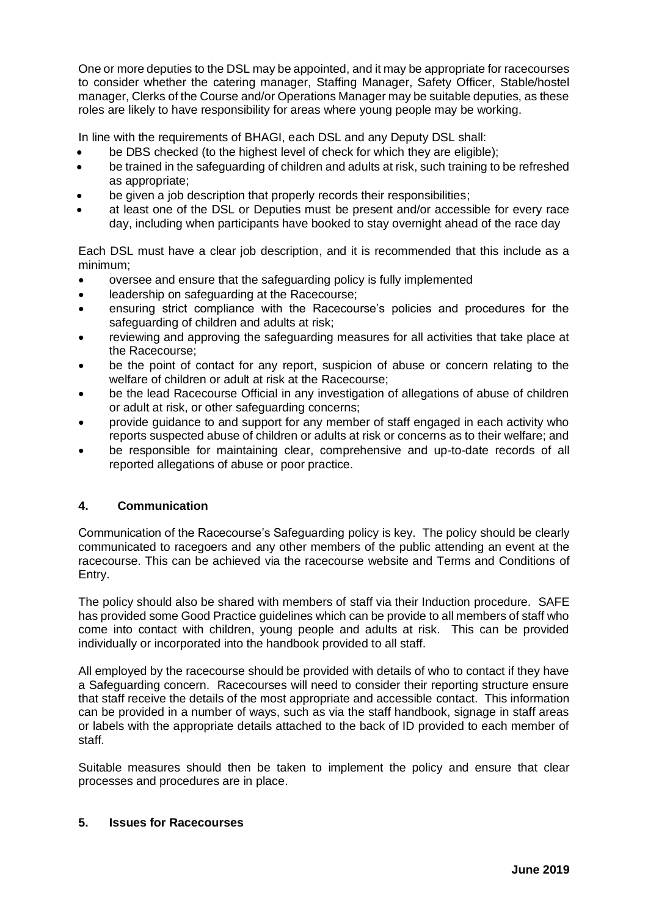One or more deputies to the DSL may be appointed, and it may be appropriate for racecourses to consider whether the catering manager, Staffing Manager, Safety Officer, Stable/hostel manager, Clerks of the Course and/or Operations Manager may be suitable deputies, as these roles are likely to have responsibility for areas where young people may be working.

In line with the requirements of BHAGI, each DSL and any Deputy DSL shall:

- be DBS checked (to the highest level of check for which they are eligible);
- be trained in the safeguarding of children and adults at risk, such training to be refreshed as appropriate;
- be given a job description that properly records their responsibilities;
- at least one of the DSL or Deputies must be present and/or accessible for every race day, including when participants have booked to stay overnight ahead of the race day

Each DSL must have a clear job description, and it is recommended that this include as a minimum;

- oversee and ensure that the safeguarding policy is fully implemented
- leadership on safeguarding at the Racecourse;
- ensuring strict compliance with the Racecourse's policies and procedures for the safeguarding of children and adults at risk;
- reviewing and approving the safeguarding measures for all activities that take place at the Racecourse;
- be the point of contact for any report, suspicion of abuse or concern relating to the welfare of children or adult at risk at the Racecourse;
- be the lead Racecourse Official in any investigation of allegations of abuse of children or adult at risk, or other safeguarding concerns;
- provide guidance to and support for any member of staff engaged in each activity who reports suspected abuse of children or adults at risk or concerns as to their welfare; and
- be responsible for maintaining clear, comprehensive and up-to-date records of all reported allegations of abuse or poor practice.

## 4. Communication

Communication of the Racecourse's Safeguarding policy is key. The policy should be clearly communicated to racegoers and any other members of the public attending an event at the racecourse. This can be achieved via the racecourse website and Terms and Conditions of Entry.

The policy should also be shared with members of staff via their Induction procedure. SAFE has provided some Good Practice guidelines which can be provide to all members of staff who come into contact with children, young people and adults at risk. This can be provided individually or incorporated into the handbook provided to all staff.

All employed by the racecourse should be provided with details of who to contact if they have a Safeguarding concern. Racecourses will need to consider their reporting structure ensure that staff receive the details of the most appropriate and accessible contact. This information can be provided in a number of ways, such as via the staff handbook, signage in staff areas or labels with the appropriate details attached to the back of ID provided to each member of staff.

Suitable measures should then be taken to implement the policy and ensure that clear processes and procedures are in place.

## 5. Issues for Racecourses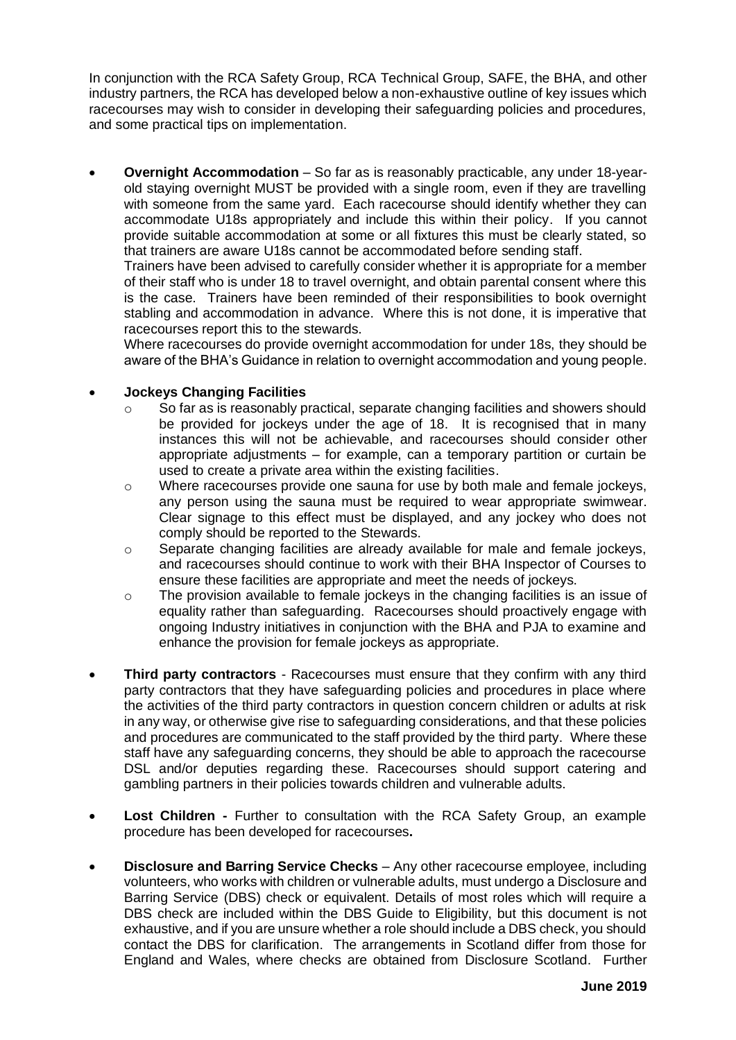In conjunction with the RCA Safety Group, RCA Technical Group, SAFE, the BHA, and other industry partners, the RCA has developed below a non-exhaustive outline of key issues which racecourses may wish to consider in developing their safeguarding policies and procedures, and some practical tips on implementation.

- **Overnight Accommodation** – So far as is reasonably practicable, any under 18-year-old staying overnight MUST be provided with a single room, even if they are travelling with someone from the same yard. Each racecourse should identify whether they can accommodate U18s appropriately and include this within their policy. If you cannot provide suitable accommodation at some or all fixtures this must be clearly stated, so that trainers are aware U18s cannot be accommodated before sending staff.

  Trainers have been advised to carefully consider whether it is appropriate for a member of their staff who is under 18 to travel overnight, and obtain parental consent where this is the case. Trainers have been reminded of their responsibilities to book overnight stabling and accommodation in advance. Where this is not done, it is imperative that racecourses report this to the stewards.

  Where racecourses do provide overnight accommodation for under 18s, they should be aware of the BHA's Guidance in relation to overnight accommodation and young people.

- **Jockeys Changing Facilities**
  - So far as is reasonably practical, separate changing facilities and showers should be provided for jockeys under the age of 18. It is recognised that in many instances this will not be achievable, and racecourses should consider other appropriate adjustments – for example, can a temporary partition or curtain be used to create a private area within the existing facilities.
  - Where racecourses provide one sauna for use by both male and female jockeys, any person using the sauna must be required to wear appropriate swimwear. Clear signage to this effect must be displayed, and any jockey who does not comply should be reported to the Stewards.
  - Separate changing facilities are already available for male and female jockeys, and racecourses should continue to work with their BHA Inspector of Courses to ensure these facilities are appropriate and meet the needs of jockeys.
  - The provision available to female jockeys in the changing facilities is an issue of equality rather than safeguarding. Racecourses should proactively engage with ongoing Industry initiatives in conjunction with the BHA and PJA to examine and enhance the provision for female jockeys as appropriate.

- **Third party contractors** - Racecourses must ensure that they confirm with any third party contractors that they have safeguarding policies and procedures in place where the activities of the third party contractors in question concern children or adults at risk in any way, or otherwise give rise to safeguarding considerations, and that these policies and procedures are communicated to the staff provided by the third party. Where these staff have any safeguarding concerns, they should be able to approach the racecourse DSL and/or deputies regarding these. Racecourses should support catering and gambling partners in their policies towards children and vulnerable adults.

- **Lost Children -** Further to consultation with the RCA Safety Group, an example procedure has been developed for racecourses**.**

- **Disclosure and Barring Service Checks** – Any other racecourse employee, including volunteers, who works with children or vulnerable adults, must undergo a Disclosure and Barring Service (DBS) check or equivalent. Details of most roles which will require a DBS check are included within the DBS Guide to Eligibility, but this document is not exhaustive, and if you are unsure whether a role should include a DBS check, you should contact the DBS for clarification. The arrangements in Scotland differ from those for England and Wales, where checks are obtained from Disclosure Scotland. Further

**June 2019**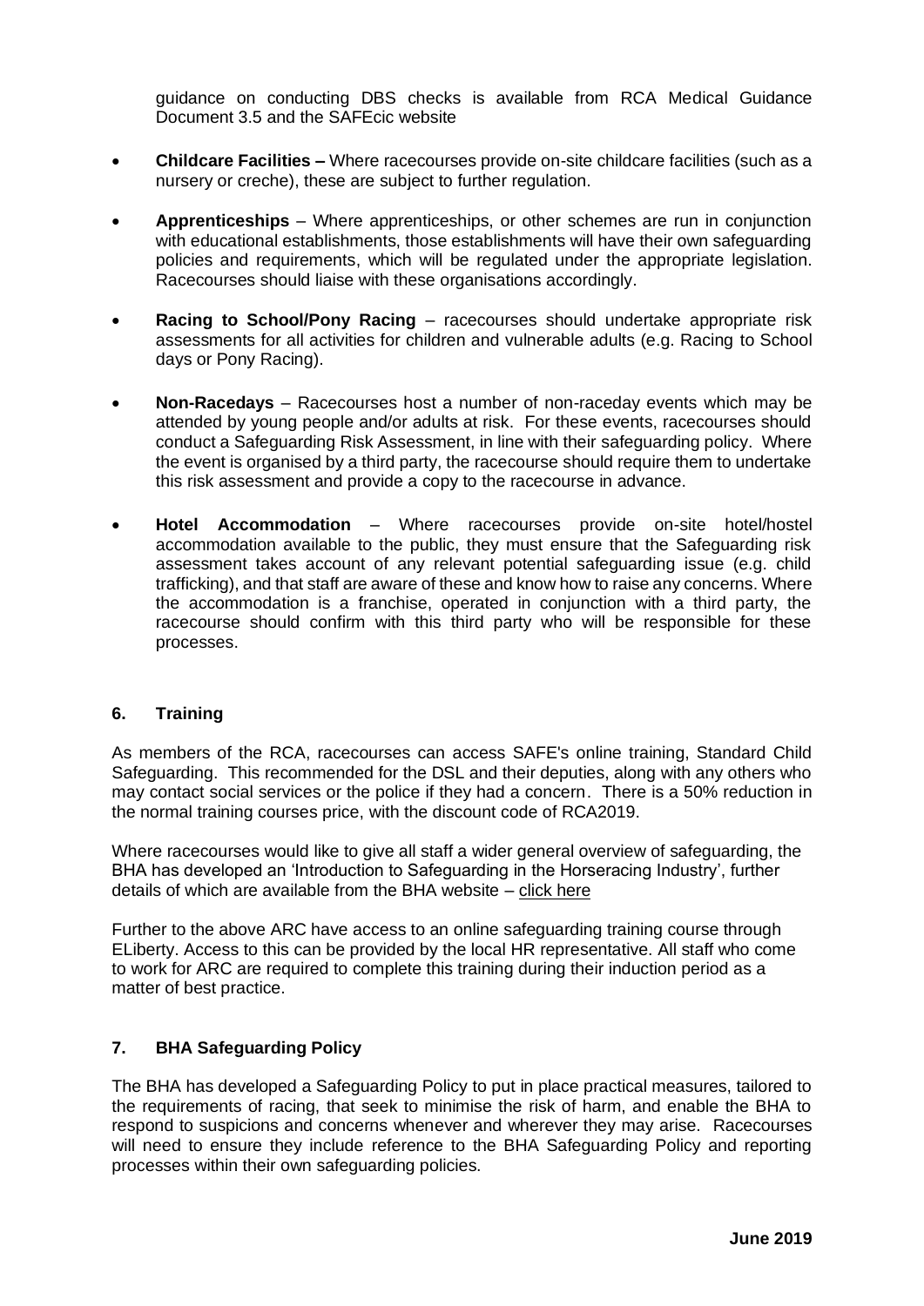guidance on conducting DBS checks is available from RCA Medical Guidance Document 3.5 and the SAFEcic website

- **Childcare Facilities –** Where racecourses provide on-site childcare facilities (such as a nursery or creche), these are subject to further regulation.
- **Apprenticeships** – Where apprenticeships, or other schemes are run in conjunction with educational establishments, those establishments will have their own safeguarding policies and requirements, which will be regulated under the appropriate legislation. Racecourses should liaise with these organisations accordingly.
- **Racing to School/Pony Racing** – racecourses should undertake appropriate risk assessments for all activities for children and vulnerable adults (e.g. Racing to School days or Pony Racing).
- **Non-Racedays** – Racecourses host a number of non-raceday events which may be attended by young people and/or adults at risk. For these events, racecourses should conduct a Safeguarding Risk Assessment, in line with their safeguarding policy. Where the event is organised by a third party, the racecourse should require them to undertake this risk assessment and provide a copy to the racecourse in advance.
- **Hotel Accommodation** – Where racecourses provide on-site hotel/hostel accommodation available to the public, they must ensure that the Safeguarding risk assessment takes account of any relevant potential safeguarding issue (e.g. child trafficking), and that staff are aware of these and know how to raise any concerns. Where the accommodation is a franchise, operated in conjunction with a third party, the racecourse should confirm with this third party who will be responsible for these processes.

## 6. Training

As members of the RCA, racecourses can access SAFE's online training, Standard Child Safeguarding. This recommended for the DSL and their deputies, along with any others who may contact social services or the police if they had a concern. There is a 50% reduction in the normal training courses price, with the discount code of RCA2019.

Where racecourses would like to give all staff a wider general overview of safeguarding, the BHA has developed an 'Introduction to Safeguarding in the Horseracing Industry', further details of which are available from the BHA website – click here

Further to the above ARC have access to an online safeguarding training course through ELiberty. Access to this can be provided by the local HR representative. All staff who come to work for ARC are required to complete this training during their induction period as a matter of best practice.

## 7. BHA Safeguarding Policy

The BHA has developed a Safeguarding Policy to put in place practical measures, tailored to the requirements of racing, that seek to minimise the risk of harm, and enable the BHA to respond to suspicions and concerns whenever and wherever they may arise. Racecourses will need to ensure they include reference to the BHA Safeguarding Policy and reporting processes within their own safeguarding policies.

**June 2019**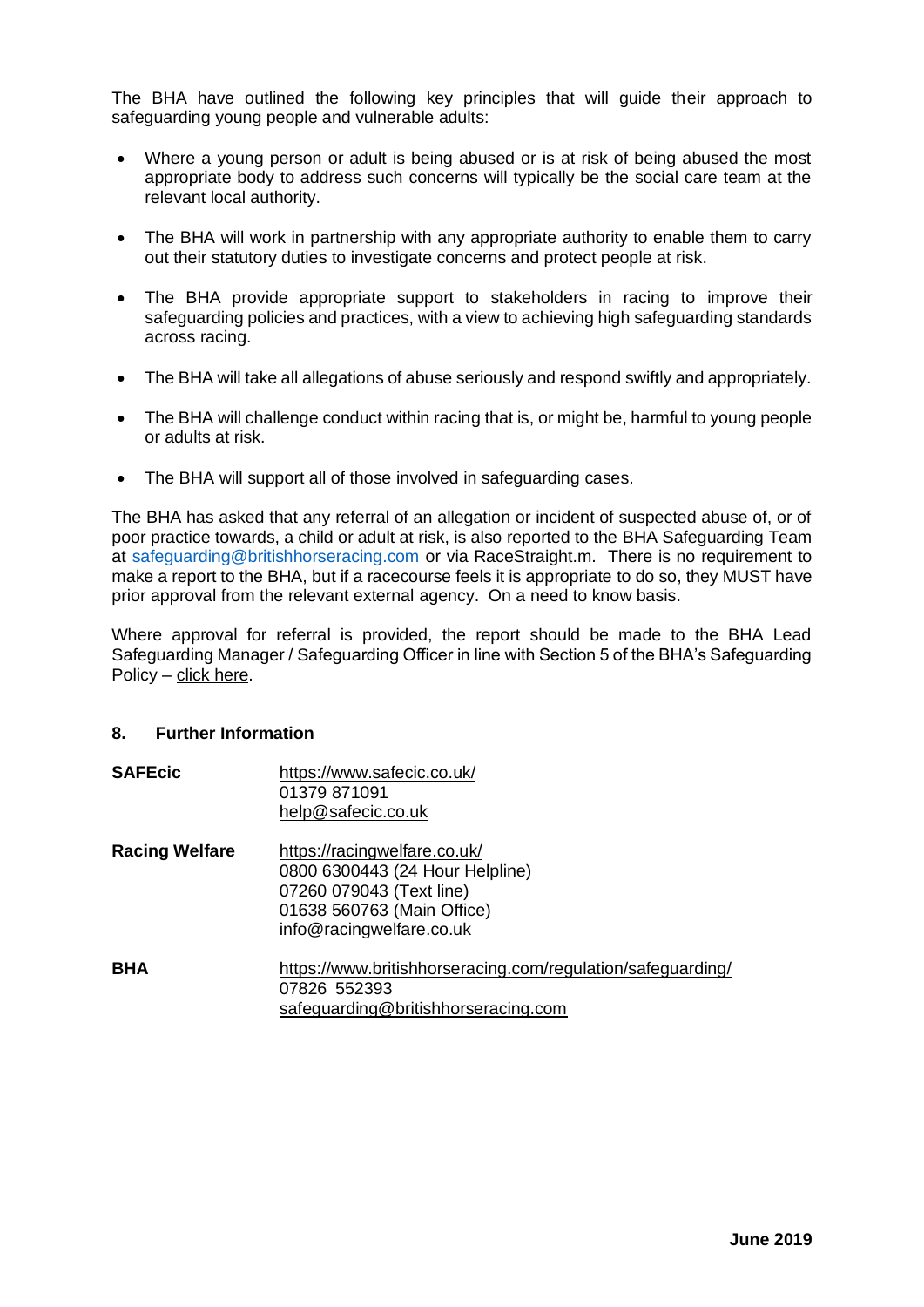The BHA have outlined the following key principles that will guide their approach to safeguarding young people and vulnerable adults:

- Where a young person or adult is being abused or is at risk of being abused the most appropriate body to address such concerns will typically be the social care team at the relevant local authority.
- The BHA will work in partnership with any appropriate authority to enable them to carry out their statutory duties to investigate concerns and protect people at risk.
- The BHA provide appropriate support to stakeholders in racing to improve their safeguarding policies and practices, with a view to achieving high safeguarding standards across racing.
- The BHA will take all allegations of abuse seriously and respond swiftly and appropriately.
- The BHA will challenge conduct within racing that is, or might be, harmful to young people or adults at risk.
- The BHA will support all of those involved in safeguarding cases.

The BHA has asked that any referral of an allegation or incident of suspected abuse of, or of poor practice towards, a child or adult at risk, is also reported to the BHA Safeguarding Team at safeguarding@britishhorseracing.com or via RaceStraight.m. There is no requirement to make a report to the BHA, but if a racecourse feels it is appropriate to do so, they MUST have prior approval from the relevant external agency. On a need to know basis.

Where approval for referral is provided, the report should be made to the BHA Lead Safeguarding Manager / Safeguarding Officer in line with Section 5 of the BHA's Safeguarding Policy – click here.

## 8. Further Information

**SAFEcic**
https://www.safecic.co.uk/
01379 871091
help@safecic.co.uk

**Racing Welfare**
https://racingwelfare.co.uk/
0800 6300443 (24 Hour Helpline)
07260 079043 (Text line)
01638 560763 (Main Office)
info@racingwelfare.co.uk

**BHA**
https://www.britishhorseracing.com/regulation/safeguarding/
07826 552393
safeguarding@britishhorseracing.com

**June 2019**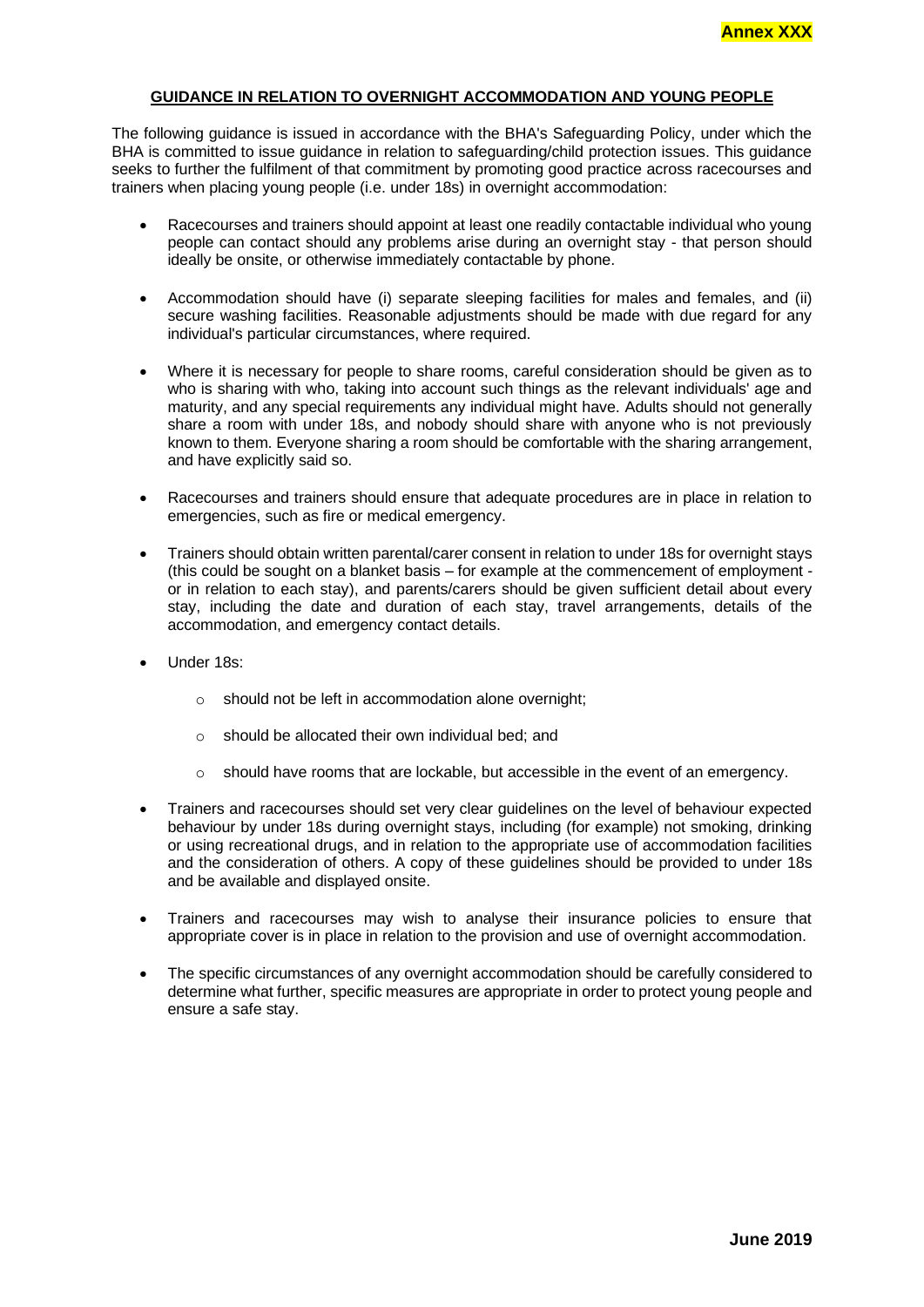**Annex XXX**

## GUIDANCE IN RELATION TO OVERNIGHT ACCOMMODATION AND YOUNG PEOPLE

The following guidance is issued in accordance with the BHA's Safeguarding Policy, under which the BHA is committed to issue guidance in relation to safeguarding/child protection issues. This guidance seeks to further the fulfilment of that commitment by promoting good practice across racecourses and trainers when placing young people (i.e. under 18s) in overnight accommodation:

- Racecourses and trainers should appoint at least one readily contactable individual who young people can contact should any problems arise during an overnight stay - that person should ideally be onsite, or otherwise immediately contactable by phone.
- Accommodation should have (i) separate sleeping facilities for males and females, and (ii) secure washing facilities. Reasonable adjustments should be made with due regard for any individual's particular circumstances, where required.
- Where it is necessary for people to share rooms, careful consideration should be given as to who is sharing with who, taking into account such things as the relevant individuals' age and maturity, and any special requirements any individual might have. Adults should not generally share a room with under 18s, and nobody should share with anyone who is not previously known to them. Everyone sharing a room should be comfortable with the sharing arrangement, and have explicitly said so.
- Racecourses and trainers should ensure that adequate procedures are in place in relation to emergencies, such as fire or medical emergency.
- Trainers should obtain written parental/carer consent in relation to under 18s for overnight stays (this could be sought on a blanket basis – for example at the commencement of employment - or in relation to each stay), and parents/carers should be given sufficient detail about every stay, including the date and duration of each stay, travel arrangements, details of the accommodation, and emergency contact details.
- Under 18s:
    - should not be left in accommodation alone overnight;
    - should be allocated their own individual bed; and
    - should have rooms that are lockable, but accessible in the event of an emergency.
- Trainers and racecourses should set very clear guidelines on the level of behaviour expected behaviour by under 18s during overnight stays, including (for example) not smoking, drinking or using recreational drugs, and in relation to the appropriate use of accommodation facilities and the consideration of others. A copy of these guidelines should be provided to under 18s and be available and displayed onsite.
- Trainers and racecourses may wish to analyse their insurance policies to ensure that appropriate cover is in place in relation to the provision and use of overnight accommodation.
- The specific circumstances of any overnight accommodation should be carefully considered to determine what further, specific measures are appropriate in order to protect young people and ensure a safe stay.

**June 2019**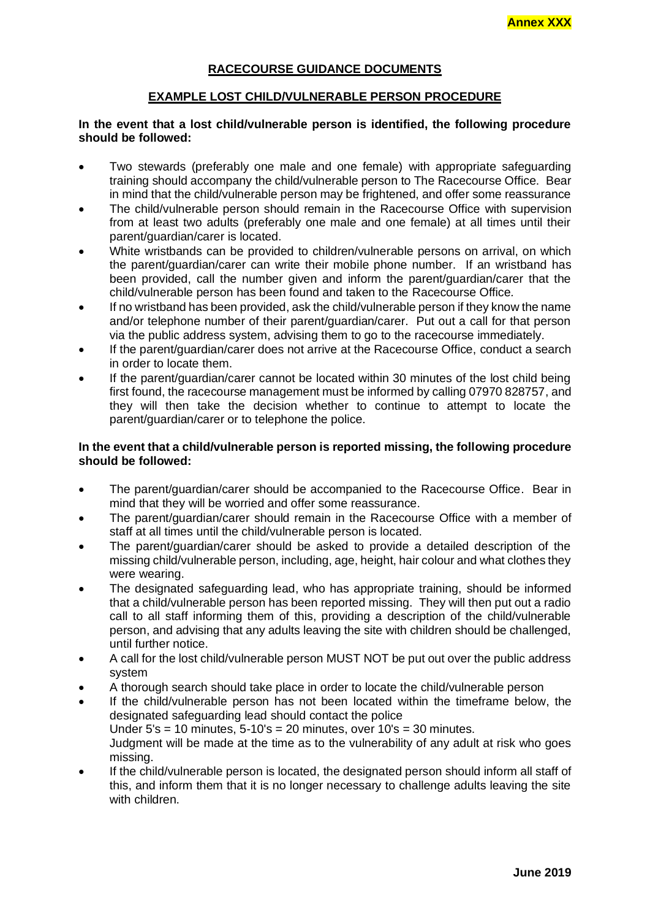**Annex XXX**

## RACECOURSE GUIDANCE DOCUMENTS

### EXAMPLE LOST CHILD/VULNERABLE PERSON PROCEDURE

**In the event that a lost child/vulnerable person is identified, the following procedure should be followed:**

- Two stewards (preferably one male and one female) with appropriate safeguarding training should accompany the child/vulnerable person to The Racecourse Office. Bear in mind that the child/vulnerable person may be frightened, and offer some reassurance
- The child/vulnerable person should remain in the Racecourse Office with supervision from at least two adults (preferably one male and one female) at all times until their parent/guardian/carer is located.
- White wristbands can be provided to children/vulnerable persons on arrival, on which the parent/guardian/carer can write their mobile phone number. If an wristband has been provided, call the number given and inform the parent/guardian/carer that the child/vulnerable person has been found and taken to the Racecourse Office.
- If no wristband has been provided, ask the child/vulnerable person if they know the name and/or telephone number of their parent/guardian/carer. Put out a call for that person via the public address system, advising them to go to the racecourse immediately.
- If the parent/guardian/carer does not arrive at the Racecourse Office, conduct a search in order to locate them.
- If the parent/guardian/carer cannot be located within 30 minutes of the lost child being first found, the racecourse management must be informed by calling 07970 828757, and they will then take the decision whether to continue to attempt to locate the parent/guardian/carer or to telephone the police.

**In the event that a child/vulnerable person is reported missing, the following procedure should be followed:**

- The parent/guardian/carer should be accompanied to the Racecourse Office. Bear in mind that they will be worried and offer some reassurance.
- The parent/guardian/carer should remain in the Racecourse Office with a member of staff at all times until the child/vulnerable person is located.
- The parent/guardian/carer should be asked to provide a detailed description of the missing child/vulnerable person, including, age, height, hair colour and what clothes they were wearing.
- The designated safeguarding lead, who has appropriate training, should be informed that a child/vulnerable person has been reported missing. They will then put out a radio call to all staff informing them of this, providing a description of the child/vulnerable person, and advising that any adults leaving the site with children should be challenged, until further notice.
- A call for the lost child/vulnerable person MUST NOT be put out over the public address system
- A thorough search should take place in order to locate the child/vulnerable person
- If the child/vulnerable person has not been located within the timeframe below, the designated safeguarding lead should contact the police
  Under 5's = 10 minutes, 5-10's = 20 minutes, over 10's = 30 minutes.
  Judgment will be made at the time as to the vulnerability of any adult at risk who goes missing.
- If the child/vulnerable person is located, the designated person should inform all staff of this, and inform them that it is no longer necessary to challenge adults leaving the site with children.

**June 2019**